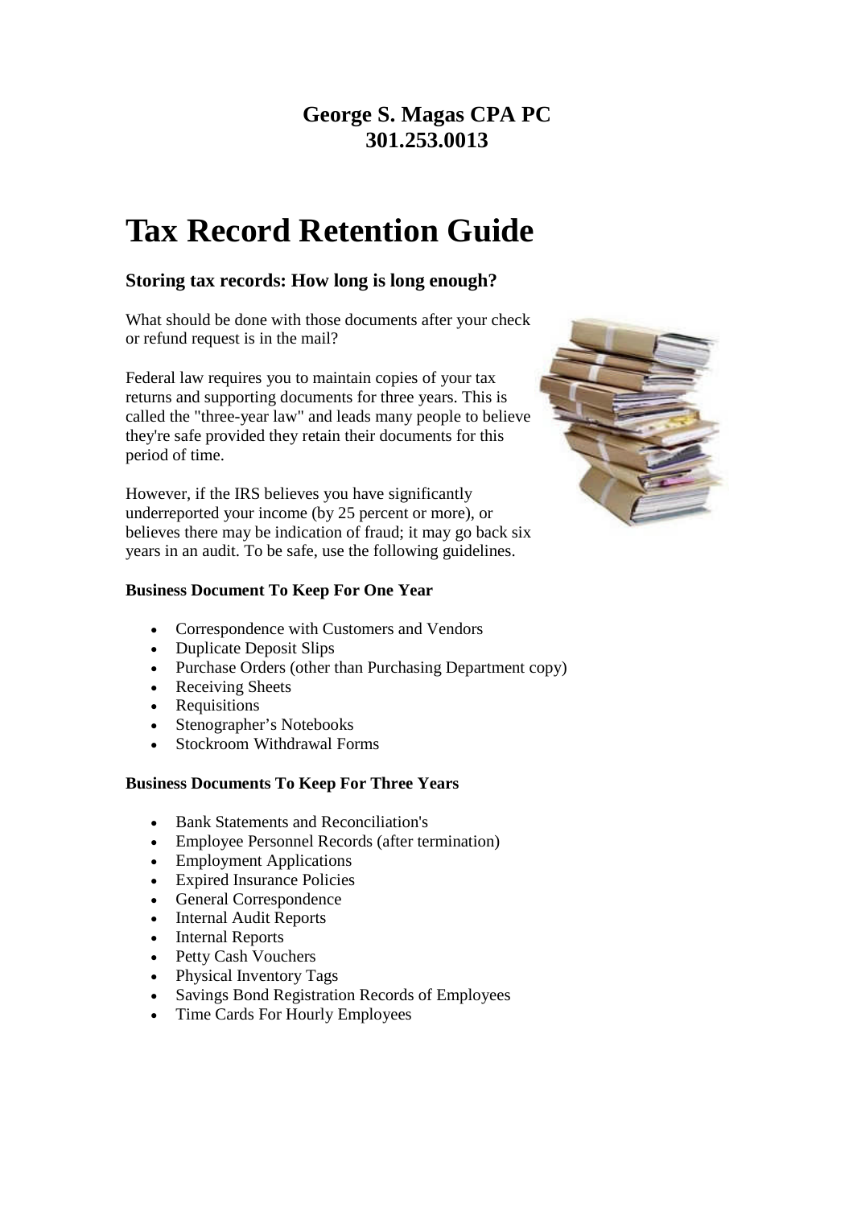**George S. Magas CPA PC**
**301.253.0013**

# Tax Record Retention Guide

### Storing tax records: How long is long enough?

What should be done with those documents after your check or refund request is in the mail?

Federal law requires you to maintain copies of your tax returns and supporting documents for three years. This is called the "three-year law" and leads many people to believe they're safe provided they retain their documents for this period of time.

However, if the IRS believes you have significantly underreported your income (by 25 percent or more), or believes there may be indication of fraud; it may go back six years in an audit. To be safe, use the following guidelines.

**Business Document To Keep For One Year**

- Correspondence with Customers and Vendors
- Duplicate Deposit Slips
- Purchase Orders (other than Purchasing Department copy)
- Receiving Sheets
- Requisitions
- Stenographer's Notebooks
- Stockroom Withdrawal Forms

**Business Documents To Keep For Three Years**

- Bank Statements and Reconciliation's
- Employee Personnel Records (after termination)
- Employment Applications
- Expired Insurance Policies
- General Correspondence
- Internal Audit Reports
- Internal Reports
- Petty Cash Vouchers
- Physical Inventory Tags
- Savings Bond Registration Records of Employees
- Time Cards For Hourly Employees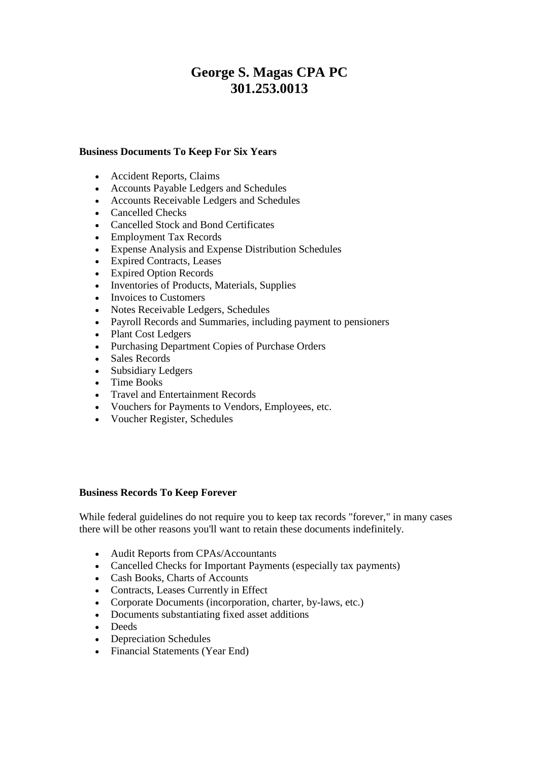# George S. Magas CPA PC
# 301.253.0013

**Business Documents To Keep For Six Years**

- Accident Reports, Claims
- Accounts Payable Ledgers and Schedules
- Accounts Receivable Ledgers and Schedules
- Cancelled Checks
- Cancelled Stock and Bond Certificates
- Employment Tax Records
- Expense Analysis and Expense Distribution Schedules
- Expired Contracts, Leases
- Expired Option Records
- Inventories of Products, Materials, Supplies
- Invoices to Customers
- Notes Receivable Ledgers, Schedules
- Payroll Records and Summaries, including payment to pensioners
- Plant Cost Ledgers
- Purchasing Department Copies of Purchase Orders
- Sales Records
- Subsidiary Ledgers
- Time Books
- Travel and Entertainment Records
- Vouchers for Payments to Vendors, Employees, etc.
- Voucher Register, Schedules

**Business Records To Keep Forever**

While federal guidelines do not require you to keep tax records "forever," in many cases there will be other reasons you'll want to retain these documents indefinitely.

- Audit Reports from CPAs/Accountants
- Cancelled Checks for Important Payments (especially tax payments)
- Cash Books, Charts of Accounts
- Contracts, Leases Currently in Effect
- Corporate Documents (incorporation, charter, by-laws, etc.)
- Documents substantiating fixed asset additions
- Deeds
- Depreciation Schedules
- Financial Statements (Year End)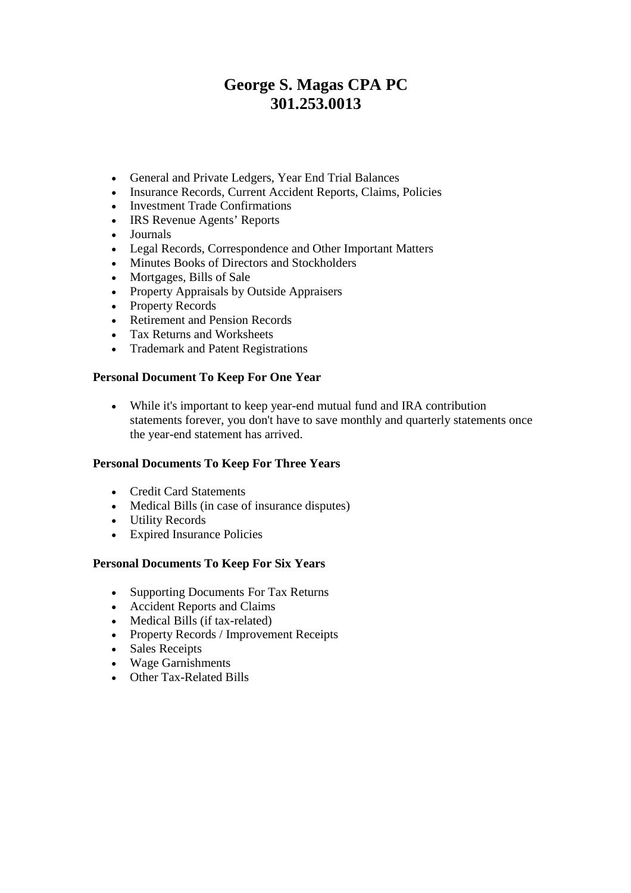# George S. Magas CPA PC
# 301.253.0013

- General and Private Ledgers, Year End Trial Balances
- Insurance Records, Current Accident Reports, Claims, Policies
- Investment Trade Confirmations
- IRS Revenue Agents' Reports
- Journals
- Legal Records, Correspondence and Other Important Matters
- Minutes Books of Directors and Stockholders
- Mortgages, Bills of Sale
- Property Appraisals by Outside Appraisers
- Property Records
- Retirement and Pension Records
- Tax Returns and Worksheets
- Trademark and Patent Registrations

**Personal Document To Keep For One Year**

- While it's important to keep year-end mutual fund and IRA contribution statements forever, you don't have to save monthly and quarterly statements once the year-end statement has arrived.

**Personal Documents To Keep For Three Years**

- Credit Card Statements
- Medical Bills (in case of insurance disputes)
- Utility Records
- Expired Insurance Policies

**Personal Documents To Keep For Six Years**

- Supporting Documents For Tax Returns
- Accident Reports and Claims
- Medical Bills (if tax-related)
- Property Records / Improvement Receipts
- Sales Receipts
- Wage Garnishments
- Other Tax-Related Bills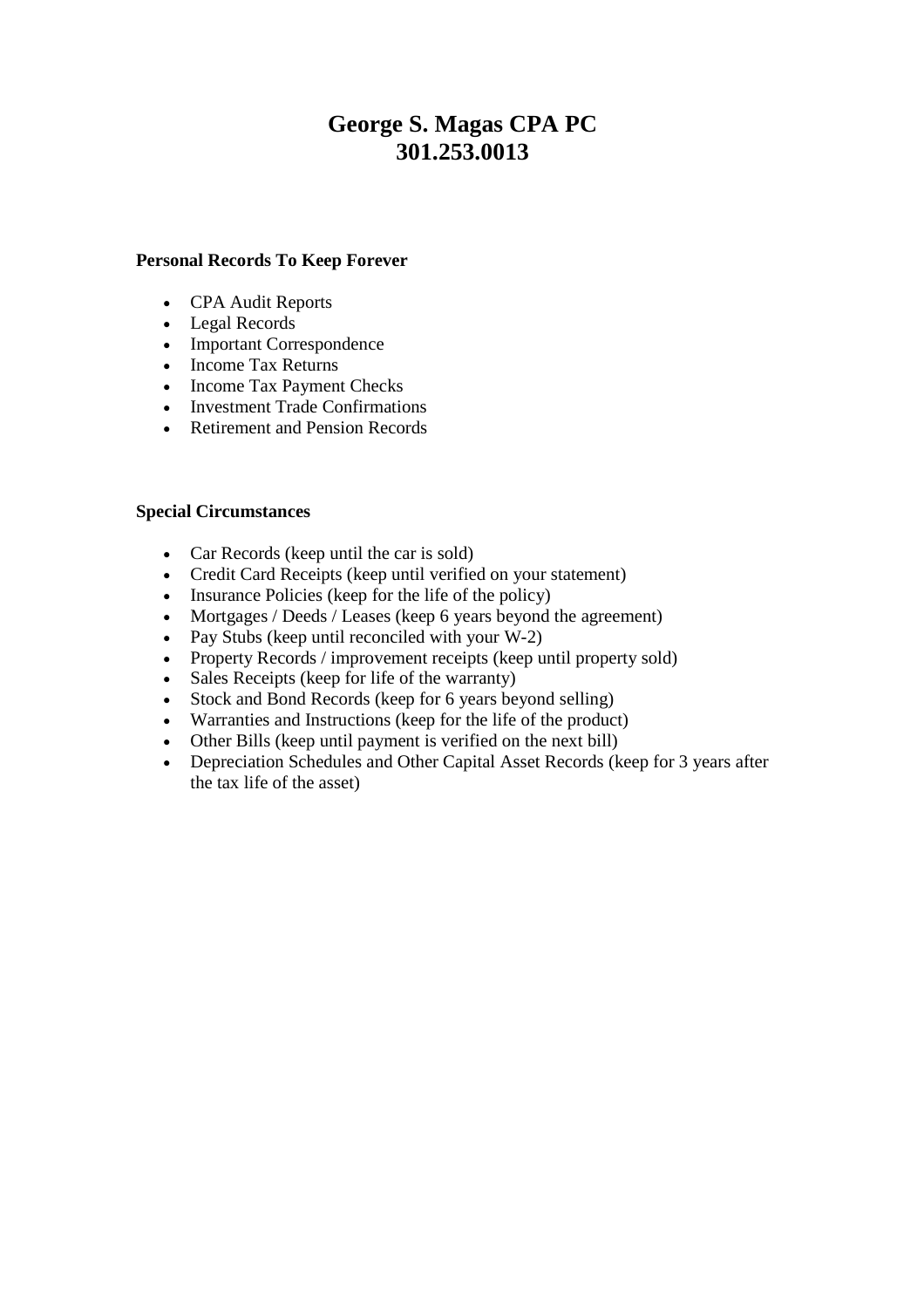# George S. Magas CPA PC
# 301.253.0013

**Personal Records To Keep Forever**

- CPA Audit Reports
- Legal Records
- Important Correspondence
- Income Tax Returns
- Income Tax Payment Checks
- Investment Trade Confirmations
- Retirement and Pension Records

**Special Circumstances**

- Car Records (keep until the car is sold)
- Credit Card Receipts (keep until verified on your statement)
- Insurance Policies (keep for the life of the policy)
- Mortgages / Deeds / Leases (keep 6 years beyond the agreement)
- Pay Stubs (keep until reconciled with your W-2)
- Property Records / improvement receipts (keep until property sold)
- Sales Receipts (keep for life of the warranty)
- Stock and Bond Records (keep for 6 years beyond selling)
- Warranties and Instructions (keep for the life of the product)
- Other Bills (keep until payment is verified on the next bill)
- Depreciation Schedules and Other Capital Asset Records (keep for 3 years after the tax life of the asset)